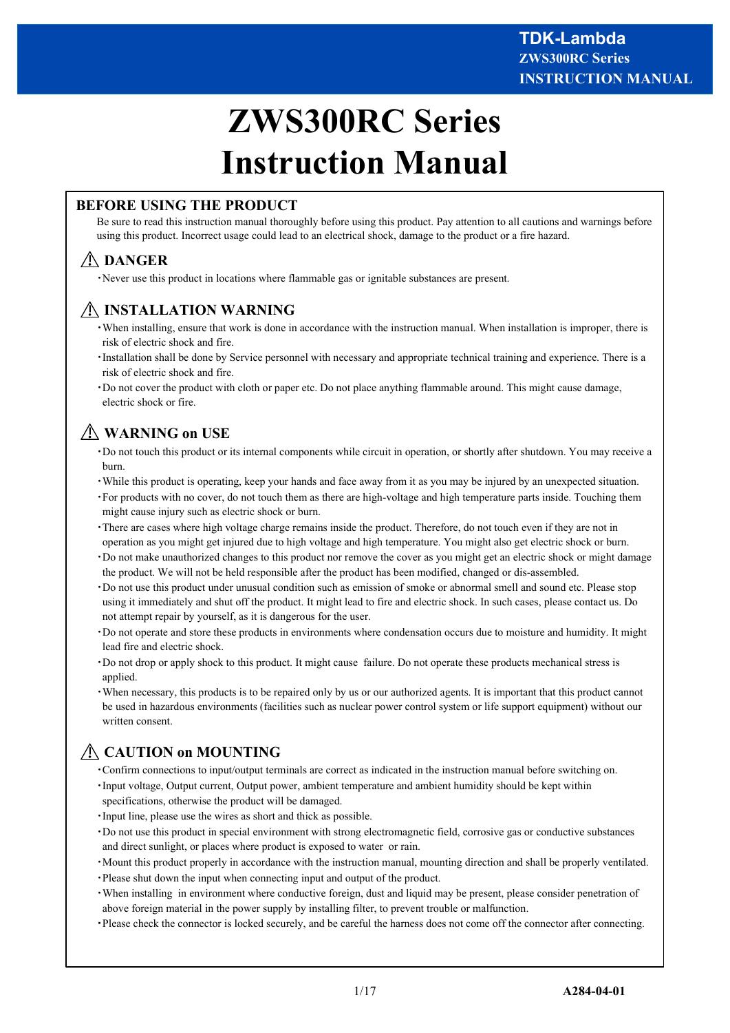# ZWS300RC Series Instruction Manual

## BEFORE USING THE PRODUCT

Be sure to read this instruction manual thoroughly before using this product. Pay attention to all cautions and warnings before using this product. Incorrect usage could lead to an electrical shock, damage to the product or a fire hazard.

### ⚠ DANGER

・Never use this product in locations where flammable gas or ignitable substances are present.

### ⚠ INSTALLATION WARNING

・When installing, ensure that work is done in accordance with the instruction manual. When installation is improper, there is risk of electric shock and fire.

・Installation shall be done by Service personnel with necessary and appropriate technical training and experience. There is a risk of electric shock and fire.

・Do not cover the product with cloth or paper etc. Do not place anything flammable around. This might cause damage, electric shock or fire.

### ⚠ WARNING on USE

・Do not touch this product or its internal components while circuit in operation, or shortly after shutdown. You may receive a burn.

・While this product is operating, keep your hands and face away from it as you may be injured by an unexpected situation.

・For products with no cover, do not touch them as there are high-voltage and high temperature parts inside. Touching them might cause injury such as electric shock or burn.

・There are cases where high voltage charge remains inside the product. Therefore, do not touch even if they are not in operation as you might get injured due to high voltage and high temperature. You might also get electric shock or burn.

・Do not make unauthorized changes to this product nor remove the cover as you might get an electric shock or might damage the product. We will not be held responsible after the product has been modified, changed or dis-assembled.

・Do not use this product under unusual condition such as emission of smoke or abnormal smell and sound etc. Please stop using it immediately and shut off the product. It might lead to fire and electric shock. In such cases, please contact us. Do not attempt repair by yourself, as it is dangerous for the user.

・Do not operate and store these products in environments where condensation occurs due to moisture and humidity. It might lead fire and electric shock.

・Do not drop or apply shock to this product. It might cause failure. Do not operate these products mechanical stress is applied.

・When necessary, this products is to be repaired only by us or our authorized agents. It is important that this product cannot be used in hazardous environments (facilities such as nuclear power control system or life support equipment) without our written consent.

### ⚠ CAUTION on MOUNTING

・Confirm connections to input/output terminals are correct as indicated in the instruction manual before switching on.

・Input voltage, Output current, Output power, ambient temperature and ambient humidity should be kept within specifications, otherwise the product will be damaged.

・Input line, please use the wires as short and thick as possible.

・Do not use this product in special environment with strong electromagnetic field, corrosive gas or conductive substances and direct sunlight, or places where product is exposed to water or rain.

・Mount this product properly in accordance with the instruction manual, mounting direction and shall be properly ventilated.

・Please shut down the input when connecting input and output of the product.

・When installing in environment where conductive foreign, dust and liquid may be present, please consider penetration of above foreign material in the power supply by installing filter, to prevent trouble or malfunction.

・Please check the connector is locked securely, and be careful the harness does not come off the connector after connecting.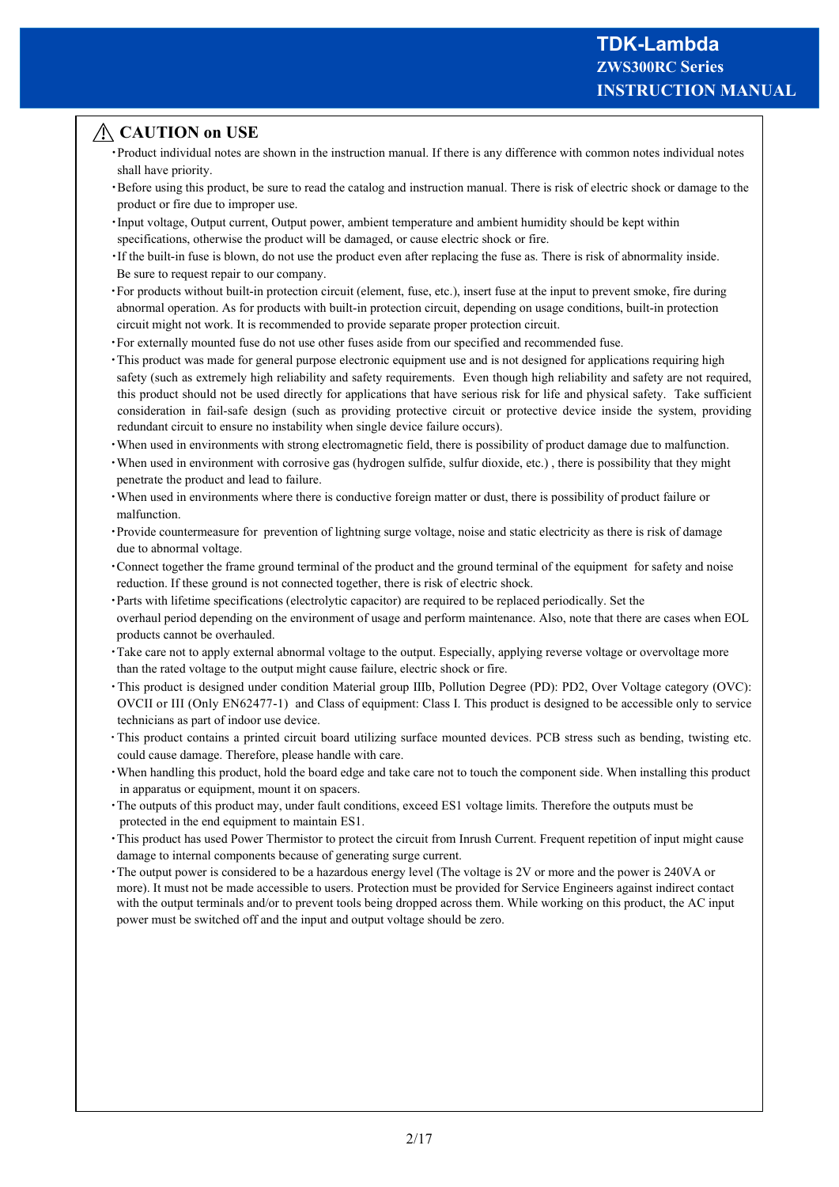## ⚠ CAUTION on USE

- Product individual notes are shown in the instruction manual. If there is any difference with common notes individual notes shall have priority.
- Before using this product, be sure to read the catalog and instruction manual. There is risk of electric shock or damage to the product or fire due to improper use.
- Input voltage, Output current, Output power, ambient temperature and ambient humidity should be kept within specifications, otherwise the product will be damaged, or cause electric shock or fire.
- If the built-in fuse is blown, do not use the product even after replacing the fuse as. There is risk of abnormality inside. Be sure to request repair to our company.
- For products without built-in protection circuit (element, fuse, etc.), insert fuse at the input to prevent smoke, fire during abnormal operation. As for products with built-in protection circuit, depending on usage conditions, built-in protection circuit might not work. It is recommended to provide separate proper protection circuit.
- For externally mounted fuse do not use other fuses aside from our specified and recommended fuse.
- This product was made for general purpose electronic equipment use and is not designed for applications requiring high safety (such as extremely high reliability and safety requirements. Even though high reliability and safety are not required, this product should not be used directly for applications that have serious risk for life and physical safety. Take sufficient consideration in fail-safe design (such as providing protective circuit or protective device inside the system, providing redundant circuit to ensure no instability when single device failure occurs).
- When used in environments with strong electromagnetic field, there is possibility of product damage due to malfunction.
- When used in environment with corrosive gas (hydrogen sulfide, sulfur dioxide, etc.) , there is possibility that they might penetrate the product and lead to failure.
- When used in environments where there is conductive foreign matter or dust, there is possibility of product failure or malfunction.
- Provide countermeasure for prevention of lightning surge voltage, noise and static electricity as there is risk of damage due to abnormal voltage.
- Connect together the frame ground terminal of the product and the ground terminal of the equipment for safety and noise reduction. If these ground is not connected together, there is risk of electric shock.
- Parts with lifetime specifications (electrolytic capacitor) are required to be replaced periodically. Set the overhaul period depending on the environment of usage and perform maintenance. Also, note that there are cases when EOL products cannot be overhauled.
- Take care not to apply external abnormal voltage to the output. Especially, applying reverse voltage or overvoltage more than the rated voltage to the output might cause failure, electric shock or fire.
- This product is designed under condition Material group IIIb, Pollution Degree (PD): PD2, Over Voltage category (OVC): OVCII or III (Only EN62477-1) and Class of equipment: Class I. This product is designed to be accessible only to service technicians as part of indoor use device.
- This product contains a printed circuit board utilizing surface mounted devices. PCB stress such as bending, twisting etc. could cause damage. Therefore, please handle with care.
- When handling this product, hold the board edge and take care not to touch the component side. When installing this product in apparatus or equipment, mount it on spacers.
- The outputs of this product may, under fault conditions, exceed ES1 voltage limits. Therefore the outputs must be protected in the end equipment to maintain ES1.
- This product has used Power Thermistor to protect the circuit from Inrush Current. Frequent repetition of input might cause damage to internal components because of generating surge current.
- The output power is considered to be a hazardous energy level (The voltage is 2V or more and the power is 240VA or more). It must not be made accessible to users. Protection must be provided for Service Engineers against indirect contact with the output terminals and/or to prevent tools being dropped across them. While working on this product, the AC input power must be switched off and the input and output voltage should be zero.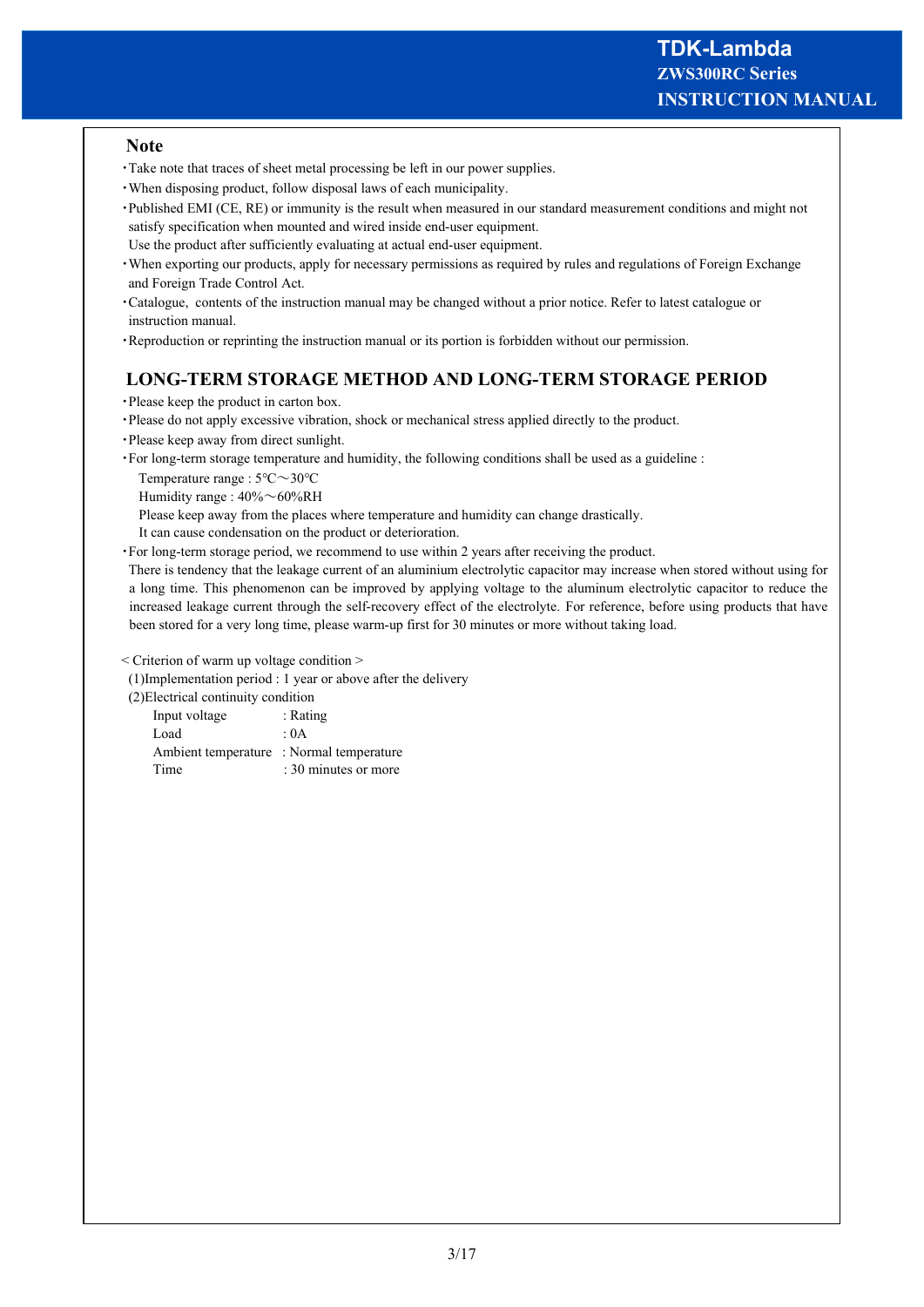## Note

- Take note that traces of sheet metal processing be left in our power supplies.
- When disposing product, follow disposal laws of each municipality.
- Published EMI (CE, RE) or immunity is the result when measured in our standard measurement conditions and might not satisfy specification when mounted and wired inside end-user equipment.
  Use the product after sufficiently evaluating at actual end-user equipment.
- When exporting our products, apply for necessary permissions as required by rules and regulations of Foreign Exchange and Foreign Trade Control Act.
- Catalogue, contents of the instruction manual may be changed without a prior notice. Refer to latest catalogue or instruction manual.
- Reproduction or reprinting the instruction manual or its portion is forbidden without our permission.

## LONG-TERM STORAGE METHOD AND LONG-TERM STORAGE PERIOD

- Please keep the product in carton box.
- Please do not apply excessive vibration, shock or mechanical stress applied directly to the product.
- Please keep away from direct sunlight.
- For long-term storage temperature and humidity, the following conditions shall be used as a guideline :
  Temperature range : 5℃～30℃
  Humidity range : 40%～60%RH
  Please keep away from the places where temperature and humidity can change drastically.
  It can cause condensation on the product or deterioration.
- For long-term storage period, we recommend to use within 2 years after receiving the product.
  There is tendency that the leakage current of an aluminium electrolytic capacitor may increase when stored without using for a long time. This phenomenon can be improved by applying voltage to the aluminum electrolytic capacitor to reduce the increased leakage current through the self-recovery effect of the electrolyte. For reference, before using products that have been stored for a very long time, please warm-up first for 30 minutes or more without taking load.

< Criterion of warm up voltage condition >

(1)Implementation period : 1 year or above after the delivery

(2)Electrical continuity condition

| | |
|---|---|
| Input voltage | : Rating |
| Load | : 0A |
| Ambient temperature | : Normal temperature |
| Time | : 30 minutes or more |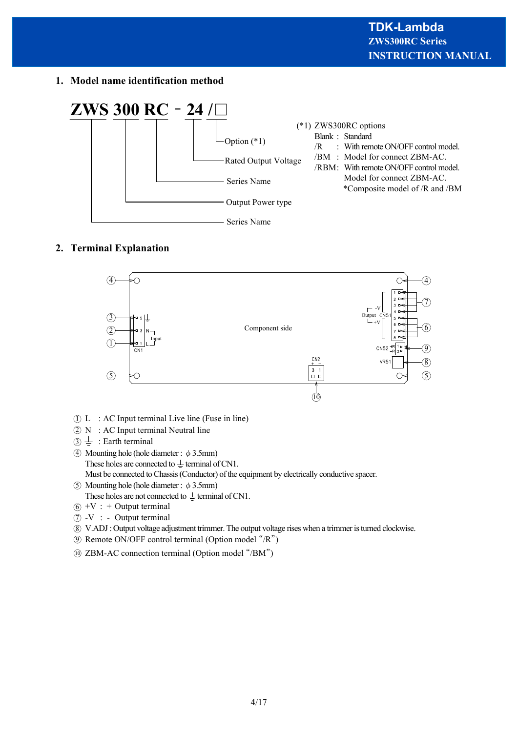## 1. Model name identification method

**ZWS 300 RC - 24 /□**

- ZWS : Series Name
- 300 : Output Power type
- RC : Series Name
- 24 : Rated Output Voltage
- /□ : Option (*1)

(*1) ZWS300RC options

| | | |
|---|---|---|
| Blank | : | Standard |
| /R | : | With remote ON/OFF control model. |
| /BM | : | Model for connect ZBM-AC. |
| /RBM | : | With remote ON/OFF control model. Model for connect ZBM-AC. *Composite model of /R and /BM |

## 2. Terminal Explanation

① L : AC Input terminal Live line (Fuse in line)

② N : AC Input terminal Neutral line

③ ⏚ : Earth terminal

④ Mounting hole (hole diameter : φ 3.5mm)
These holes are connected to ⏚ terminal of CN1.
Must be connected to Chassis (Conductor) of the equipment by electrically conductive spacer.

⑤ Mounting hole (hole diameter : φ 3.5mm)
These holes are not connected to ⏚ terminal of CN1.

⑥ +V : + Output terminal

⑦ -V : - Output terminal

⑧ V.ADJ : Output voltage adjustment trimmer. The output voltage rises when a trimmer is turned clockwise.

⑨ Remote ON/OFF control terminal (Option model "/R")

⑩ ZBM-AC connection terminal (Option model "/BM")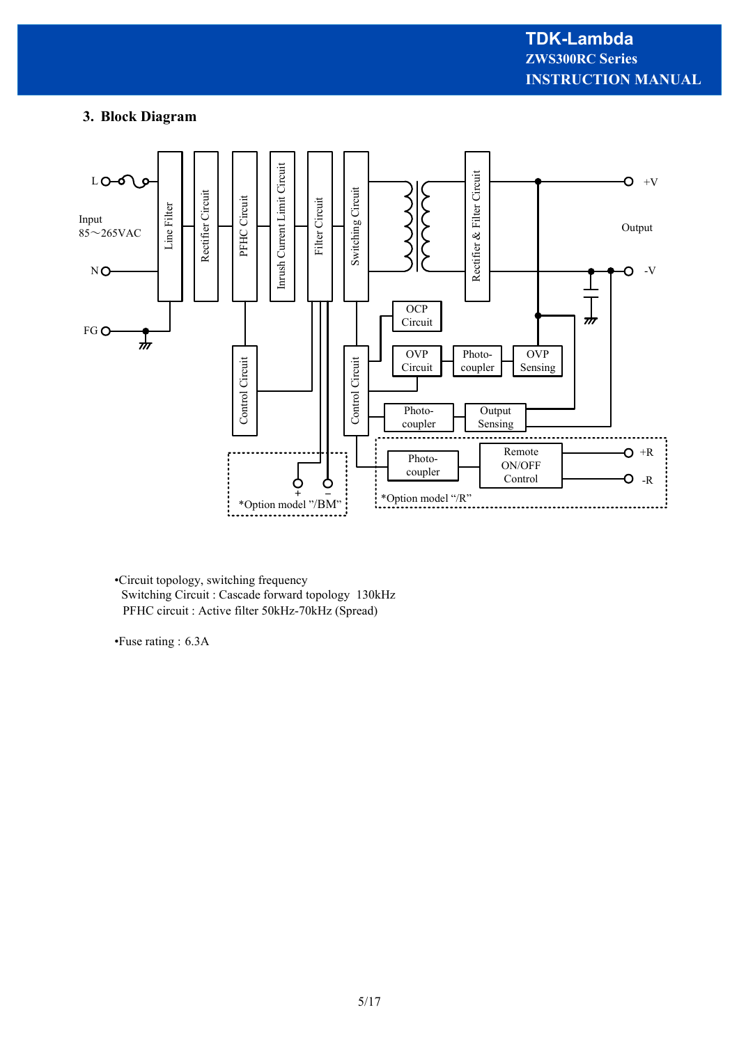## 3. Block Diagram

•Circuit topology, switching frequency
 Switching Circuit : Cascade forward topology  130kHz
 PFHC circuit : Active filter 50kHz-70kHz (Spread)

•Fuse rating : 6.3A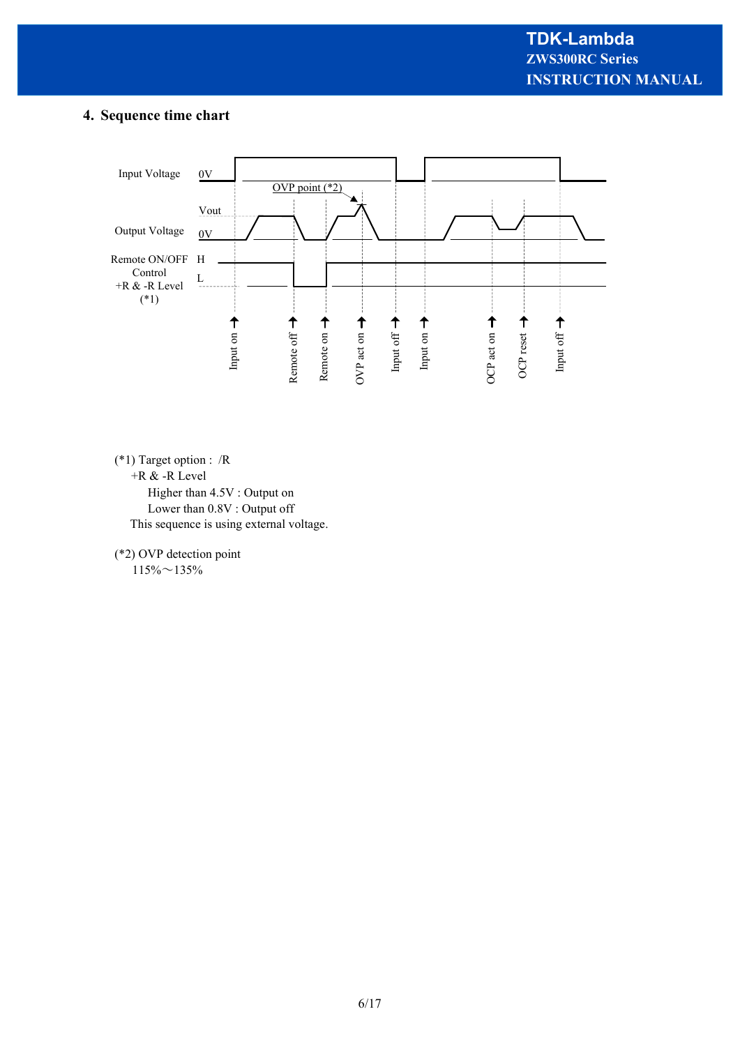## 4. Sequence time chart

(*1) Target option : /R

+R & -R Level

Higher than 4.5V : Output on

Lower than 0.8V : Output off

This sequence is using external voltage.

(*2) OVP detection point

115%～135%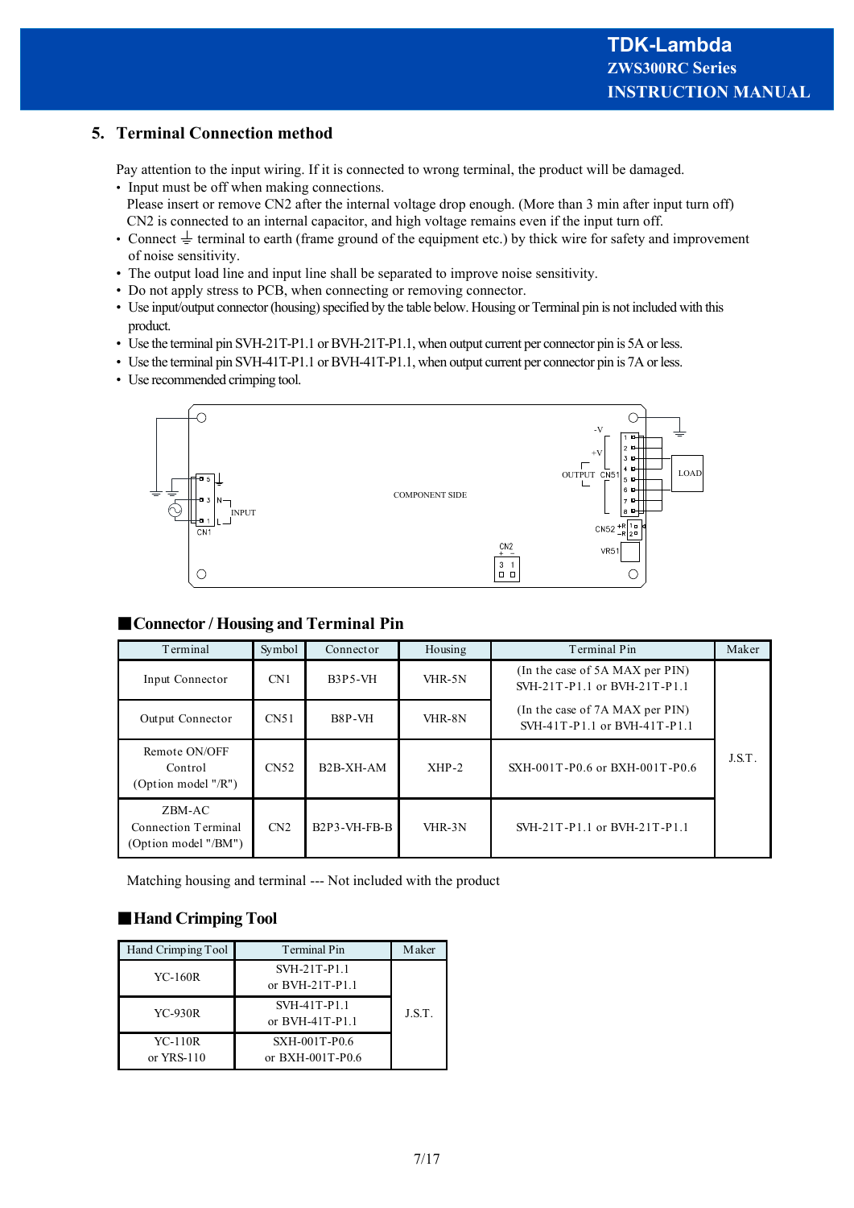## 5. Terminal Connection method

Pay attention to the input wiring. If it is connected to wrong terminal, the product will be damaged.

- Input must be off when making connections.
  Please insert or remove CN2 after the internal voltage drop enough. (More than 3 min after input turn off)
  CN2 is connected to an internal capacitor, and high voltage remains even if the input turn off.
- Connect ⏚ terminal to earth (frame ground of the equipment etc.) by thick wire for safety and improvement of noise sensitivity.
- The output load line and input line shall be separated to improve noise sensitivity.
- Do not apply stress to PCB, when connecting or removing connector.
- Use input/output connector (housing) specified by the table below. Housing or Terminal pin is not included with this product.
- Use the terminal pin SVH-21T-P1.1 or BVH-21T-P1.1, when output current per connector pin is 5A or less.
- Use the terminal pin SVH-41T-P1.1 or BVH-41T-P1.1, when output current per connector pin is 7A or less.
- Use recommended crimping tool.

### ■Connector / Housing and Terminal Pin

| Terminal | Symbol | Connector | Housing | Terminal Pin | Maker |
|---|---|---|---|---|---|
| Input Connector | CN1 | B3P5-VH | VHR-5N | (In the case of 5A MAX per PIN) SVH-21T-P1.1 or BVH-21T-P1.1 | J.S.T. |
| Output Connector | CN51 | B8P-VH | VHR-8N | (In the case of 7A MAX per PIN) SVH-41T-P1.1 or BVH-41T-P1.1 | |
| Remote ON/OFF Control (Option model "/R") | CN52 | B2B-XH-AM | XHP-2 | SXH-001T-P0.6 or BXH-001T-P0.6 | |
| ZBM-AC Connection Terminal (Option model "/BM") | CN2 | B2P3-VH-FB-B | VHR-3N | SVH-21T-P1.1 or BVH-21T-P1.1 | |

Matching housing and terminal --- Not included with the product

### ■Hand Crimping Tool

| Hand Crimping Tool | Terminal Pin | Maker |
|---|---|---|
| YC-160R | SVH-21T-P1.1 or BVH-21T-P1.1 | J.S.T. |
| YC-930R | SVH-41T-P1.1 or BVH-41T-P1.1 | |
| YC-110R or YRS-110 | SXH-001T-P0.6 or BXH-001T-P0.6 | |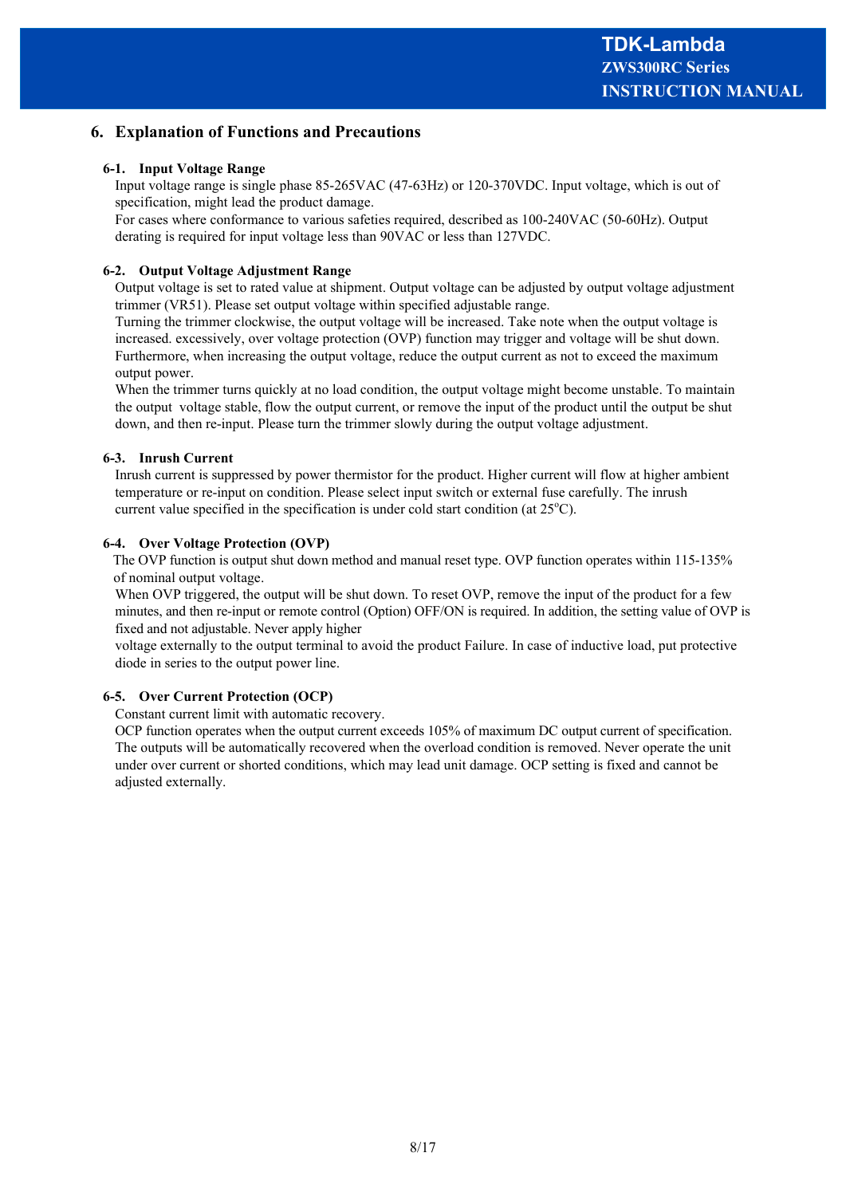## 6. Explanation of Functions and Precautions

### 6-1. Input Voltage Range

Input voltage range is single phase 85-265VAC (47-63Hz) or 120-370VDC. Input voltage, which is out of specification, might lead the product damage.

For cases where conformance to various safeties required, described as 100-240VAC (50-60Hz). Output derating is required for input voltage less than 90VAC or less than 127VDC.

### 6-2. Output Voltage Adjustment Range

Output voltage is set to rated value at shipment. Output voltage can be adjusted by output voltage adjustment trimmer (VR51). Please set output voltage within specified adjustable range.

Turning the trimmer clockwise, the output voltage will be increased. Take note when the output voltage is increased. excessively, over voltage protection (OVP) function may trigger and voltage will be shut down. Furthermore, when increasing the output voltage, reduce the output current as not to exceed the maximum output power.

When the trimmer turns quickly at no load condition, the output voltage might become unstable. To maintain the output voltage stable, flow the output current, or remove the input of the product until the output be shut down, and then re-input. Please turn the trimmer slowly during the output voltage adjustment.

### 6-3. Inrush Current

Inrush current is suppressed by power thermistor for the product. Higher current will flow at higher ambient temperature or re-input on condition. Please select input switch or external fuse carefully. The inrush current value specified in the specification is under cold start condition (at 25°C).

### 6-4. Over Voltage Protection (OVP)

The OVP function is output shut down method and manual reset type. OVP function operates within 115-135% of nominal output voltage.

When OVP triggered, the output will be shut down. To reset OVP, remove the input of the product for a few minutes, and then re-input or remote control (Option) OFF/ON is required. In addition, the setting value of OVP is fixed and not adjustable. Never apply higher voltage externally to the output terminal to avoid the product Failure. In case of inductive load, put protective diode in series to the output power line.

### 6-5. Over Current Protection (OCP)

Constant current limit with automatic recovery.

OCP function operates when the output current exceeds 105% of maximum DC output current of specification. The outputs will be automatically recovered when the overload condition is removed. Never operate the unit under over current or shorted conditions, which may lead unit damage. OCP setting is fixed and cannot be adjusted externally.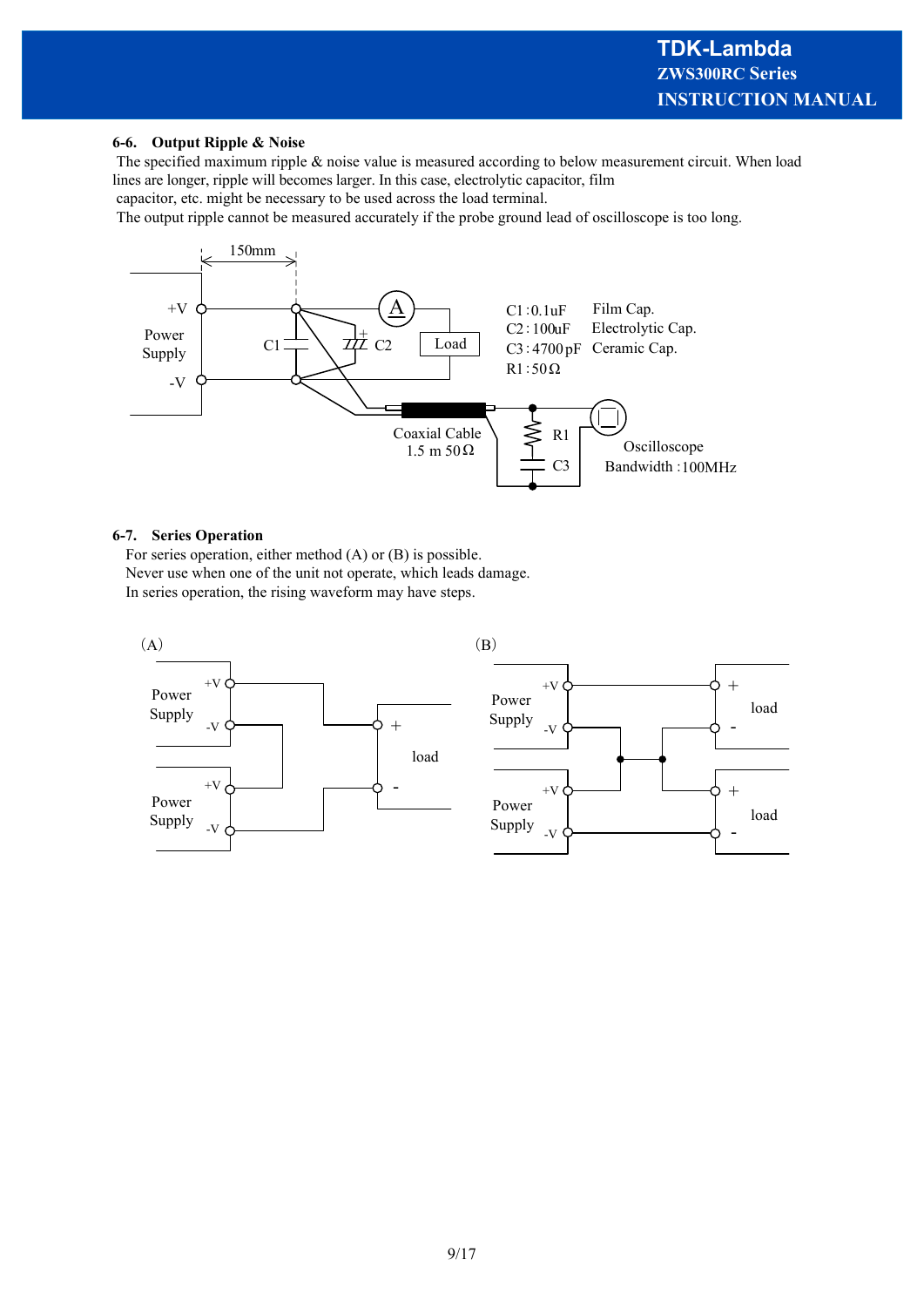## 6-6. Output Ripple & Noise

The specified maximum ripple & noise value is measured according to below measurement circuit. When load lines are longer, ripple will becomes larger. In this case, electrolytic capacitor, film capacitor, etc. might be necessary to be used across the load terminal.

The output ripple cannot be measured accurately if the probe ground lead of oscilloscope is too long.

150mm

+V

Power Supply

-V

C1

C2

A

Load

C1 : 0.1uF Film Cap.
C2 : 100uF Electrolytic Cap.
C3 : 4700pF Ceramic Cap.
R1 : 50Ω

Coaxial Cable 1.5 m 50Ω

R1

C3

Oscilloscope Bandwidth : 100MHz

## 6-7. Series Operation

For series operation, either method (A) or (B) is possible.
Never use when one of the unit not operate, which leads damage.
In series operation, the rising waveform may have steps.

(A)

Power Supply +V -V

Power Supply +V -V

load + -

(B)

Power Supply +V -V

Power Supply +V -V

load + -

load + -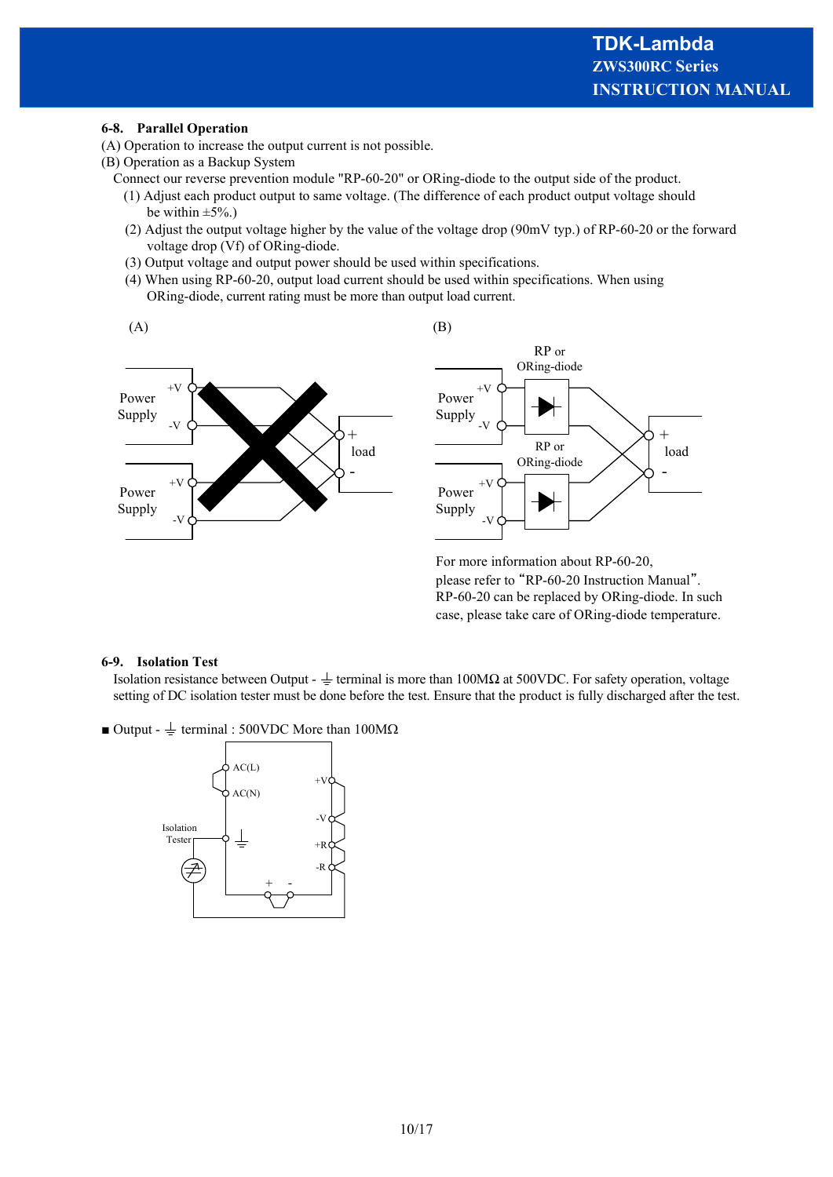### 6-8. Parallel Operation

(A) Operation to increase the output current is not possible.

(B) Operation as a Backup System

Connect our reverse prevention module "RP-60-20" or ORing-diode to the output side of the product.

1. Adjust each product output to same voltage. (The difference of each product output voltage should be within ±5%.)
2. Adjust the output voltage higher by the value of the voltage drop (90mV typ.) of RP-60-20 or the forward voltage drop (Vf) of ORing-diode.
3. Output voltage and output power should be used within specifications.
4. When using RP-60-20, output load current should be used within specifications. When using ORing-diode, current rating must be more than output load current.

(A)

(B)

For more information about RP-60-20, please refer to "RP-60-20 Instruction Manual". RP-60-20 can be replaced by ORing-diode. In such case, please take care of ORing-diode temperature.

### 6-9. Isolation Test

Isolation resistance between Output - ⏚ terminal is more than 100MΩ at 500VDC. For safety operation, voltage setting of DC isolation tester must be done before the test. Ensure that the product is fully discharged after the test.

■ Output - ⏚ terminal : 500VDC More than 100MΩ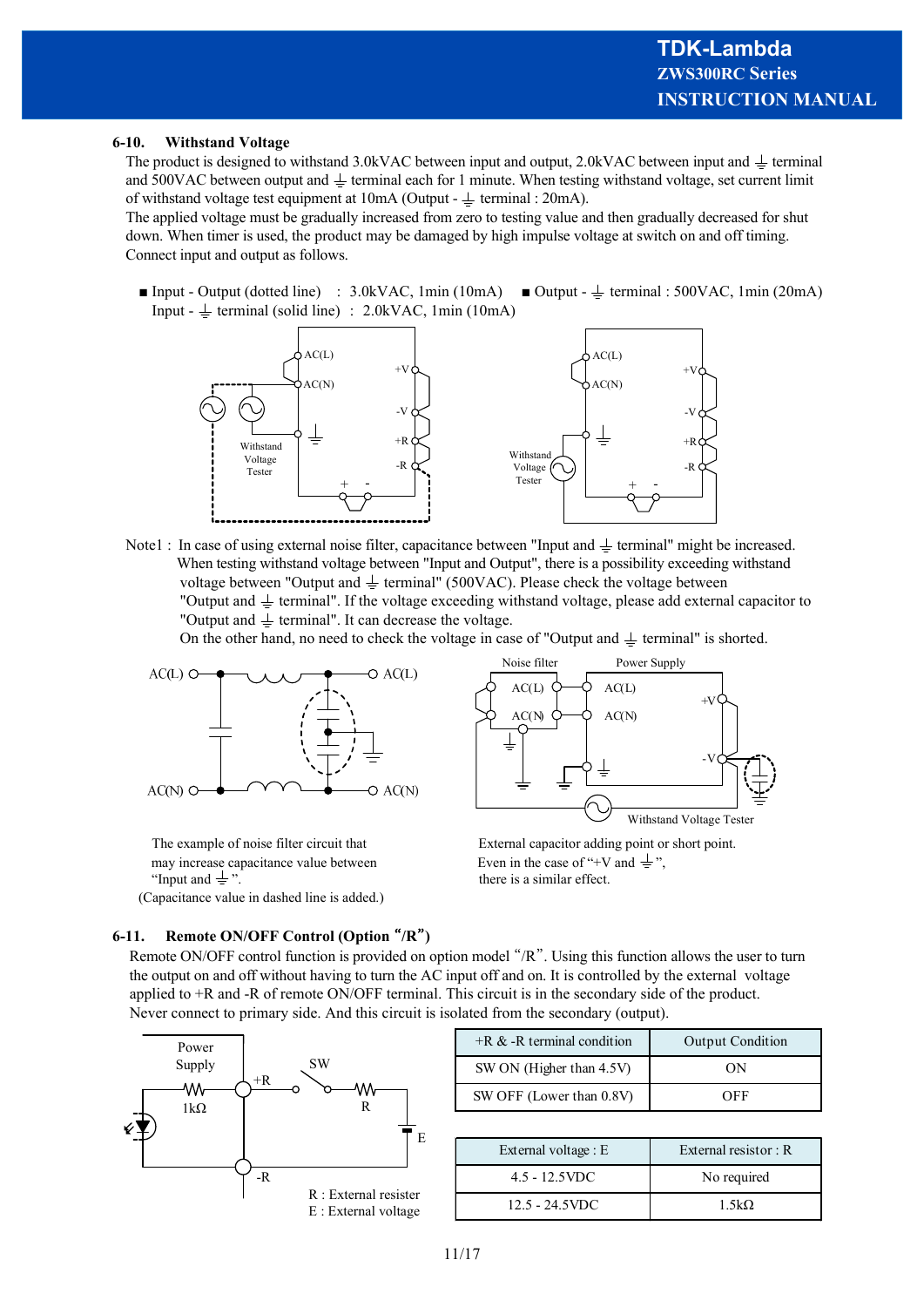## 6-10. Withstand Voltage

The product is designed to withstand 3.0kVAC between input and output, 2.0kVAC between input and ⏚ terminal and 500VAC between output and ⏚ terminal each for 1 minute. When testing withstand voltage, set current limit of withstand voltage test equipment at 10mA (Output - ⏚ terminal : 20mA).

The applied voltage must be gradually increased from zero to testing value and then gradually decreased for shut down. When timer is used, the product may be damaged by high impulse voltage at switch on and off timing.

Connect input and output as follows.

- Input - Output (dotted line) : 3.0kVAC, 1min (10mA)
  Input - ⏚ terminal (solid line) : 2.0kVAC, 1min (10mA)
- Output - ⏚ terminal : 500VAC, 1min (20mA)

Note1 : In case of using external noise filter, capacitance between "Input and ⏚ terminal" might be increased. When testing withstand voltage between "Input and Output", there is a possibility exceeding withstand voltage between "Output and ⏚ terminal" (500VAC). Please check the voltage between "Output and ⏚ terminal". If the voltage exceeding withstand voltage, please add external capacitor to "Output and ⏚ terminal". It can decrease the voltage.
On the other hand, no need to check the voltage in case of "Output and ⏚ terminal" is shorted.

The example of noise filter circuit that may increase capacitance value between "Input and ⏚".
(Capacitance value in dashed line is added.)

External capacitor adding point or short point.
Even in the case of "+V and ⏚", there is a similar effect.

## 6-11. Remote ON/OFF Control (Option "/R")

Remote ON/OFF control function is provided on option model "/R". Using this function allows the user to turn the output on and off without having to turn the AC input off and on. It is controlled by the external voltage applied to +R and -R of remote ON/OFF terminal. This circuit is in the secondary side of the product. Never connect to primary side. And this circuit is isolated from the secondary (output).

R : External resister
E : External voltage

| +R & -R terminal condition | Output Condition |
|---|---|
| SW ON (Higher than 4.5V) | ON |
| SW OFF (Lower than 0.8V) | OFF |

| External voltage : E | External resistor : R |
|---|---|
| 4.5 - 12.5VDC | No required |
| 12.5 - 24.5VDC | 1.5kΩ |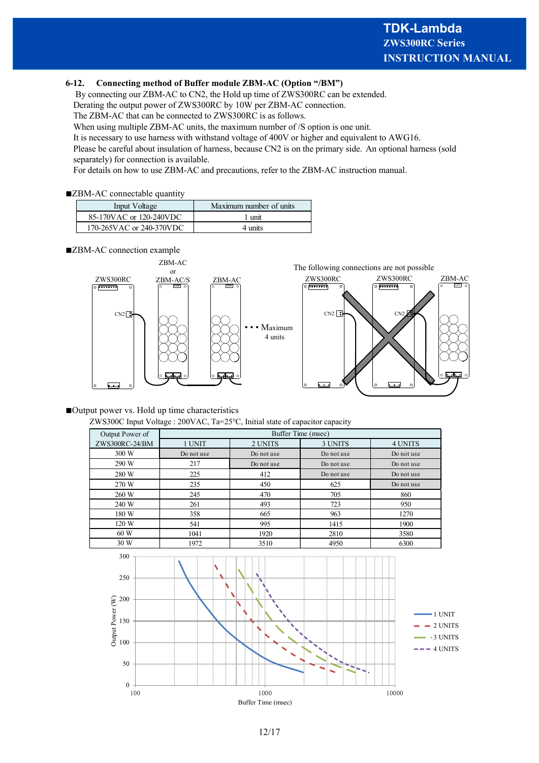## 6-12. Connecting method of Buffer module ZBM-AC (Option "/BM")

By connecting our ZBM-AC to CN2, the Hold up time of ZWS300RC can be extended.
Derating the output power of ZWS300RC by 10W per ZBM-AC connection.
The ZBM-AC that can be connected to ZWS300RC is as follows.
When using multiple ZBM-AC units, the maximum number of /S option is one unit.
It is necessary to use harness with withstand voltage of 400V or higher and equivalent to AWG16.
Please be careful about insulation of harness, because CN2 is on the primary side. An optional harness (sold separately) for connection is available.
For details on how to use ZBM-AC and precautions, refer to the ZBM-AC instruction manual.

■ZBM-AC connectable quantity

| Input Voltage | Maximum number of units |
|---|---|
| 85-170VAC or 120-240VDC | 1 unit |
| 170-265VAC or 240-370VDC | 4 units |

■ZBM-AC connection example

ZWS300RC — CN2 — ZBM-AC or ZBM-AC/S — ZBM-AC • • • Maximum 4 units

The following connections are not possible

ZWS300RC — ZWS300RC — ZBM-AC

■Output power vs. Hold up time characteristics

ZWS300C Input Voltage : 200VAC, Ta=25°C, Initial state of capacitor capacity

| Output Power of ZWS300RC-24/BM | Buffer Time (msec) | | | |
|---|---|---|---|---|
| | 1 UNIT | 2 UNITS | 3 UNITS | 4 UNITS |
| 300 W | Do not use | Do not use | Do not use | Do not use |
| 290 W | 217 | Do not use | Do not use | Do not use |
| 280 W | 225 | 412 | Do not use | Do not use |
| 270 W | 235 | 450 | 625 | Do not use |
| 260 W | 245 | 470 | 705 | 860 |
| 240 W | 261 | 493 | 723 | 950 |
| 180 W | 358 | 665 | 963 | 1270 |
| 120 W | 541 | 995 | 1415 | 1900 |
| 60 W | 1041 | 1920 | 2810 | 3580 |
| 30 W | 1972 | 3510 | 4950 | 6300 |

Output Power (W) vs. Buffer Time (msec) — 1 UNIT, 2 UNITS, 3 UNITS, 4 UNITS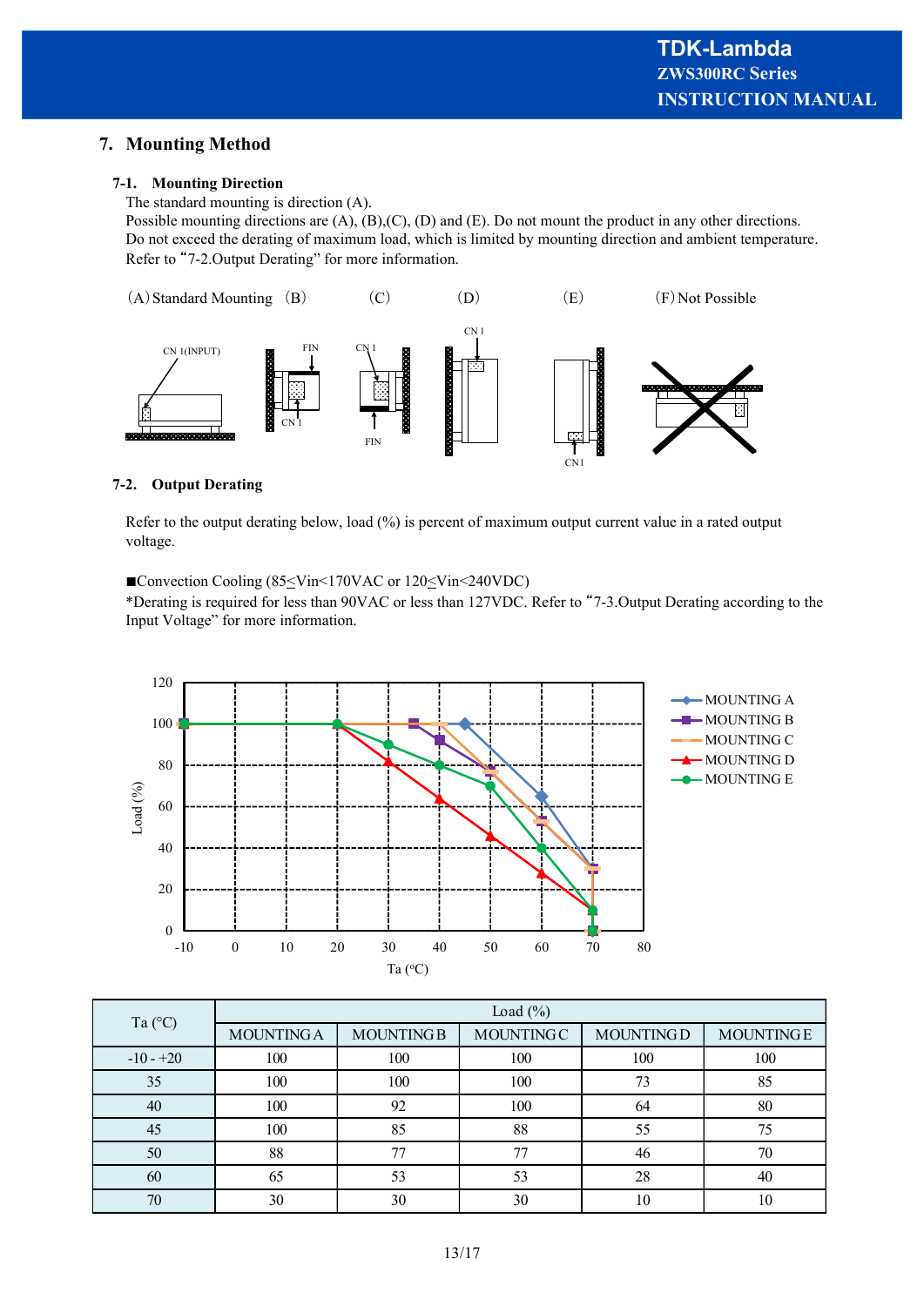## 7. Mounting Method

### 7-1. Mounting Direction

The standard mounting is direction (A).
Possible mounting directions are (A), (B),(C), (D) and (E). Do not mount the product in any other directions.
Do not exceed the derating of maximum load, which is limited by mounting direction and ambient temperature.
Refer to "7-2.Output Derating" for more information.

(A) Standard Mounting (B) (C) (D) (E) (F) Not Possible

CN 1(INPUT) FIN CN 1 CN 1 FIN CN 1 CN1

### 7-2. Output Derating

Refer to the output derating below, load (%) is percent of maximum output current value in a rated output voltage.

■Convection Cooling (85≤Vin<170VAC or 120≤Vin<240VDC)
*Derating is required for less than 90VAC or less than 127VDC. Refer to "7-3.Output Derating according to the Input Voltage" for more information.

| Ta (°C) | Load (%) | | | | |
|---|---|---|---|---|---|
| | MOUNTING A | MOUNTING B | MOUNTING C | MOUNTING D | MOUNTING E |
| -10 - +20 | 100 | 100 | 100 | 100 | 100 |
| 35 | 100 | 100 | 100 | 73 | 85 |
| 40 | 100 | 92 | 100 | 64 | 80 |
| 45 | 100 | 85 | 88 | 55 | 75 |
| 50 | 88 | 77 | 77 | 46 | 70 |
| 60 | 65 | 53 | 53 | 28 | 40 |
| 70 | 30 | 30 | 30 | 10 | 10 |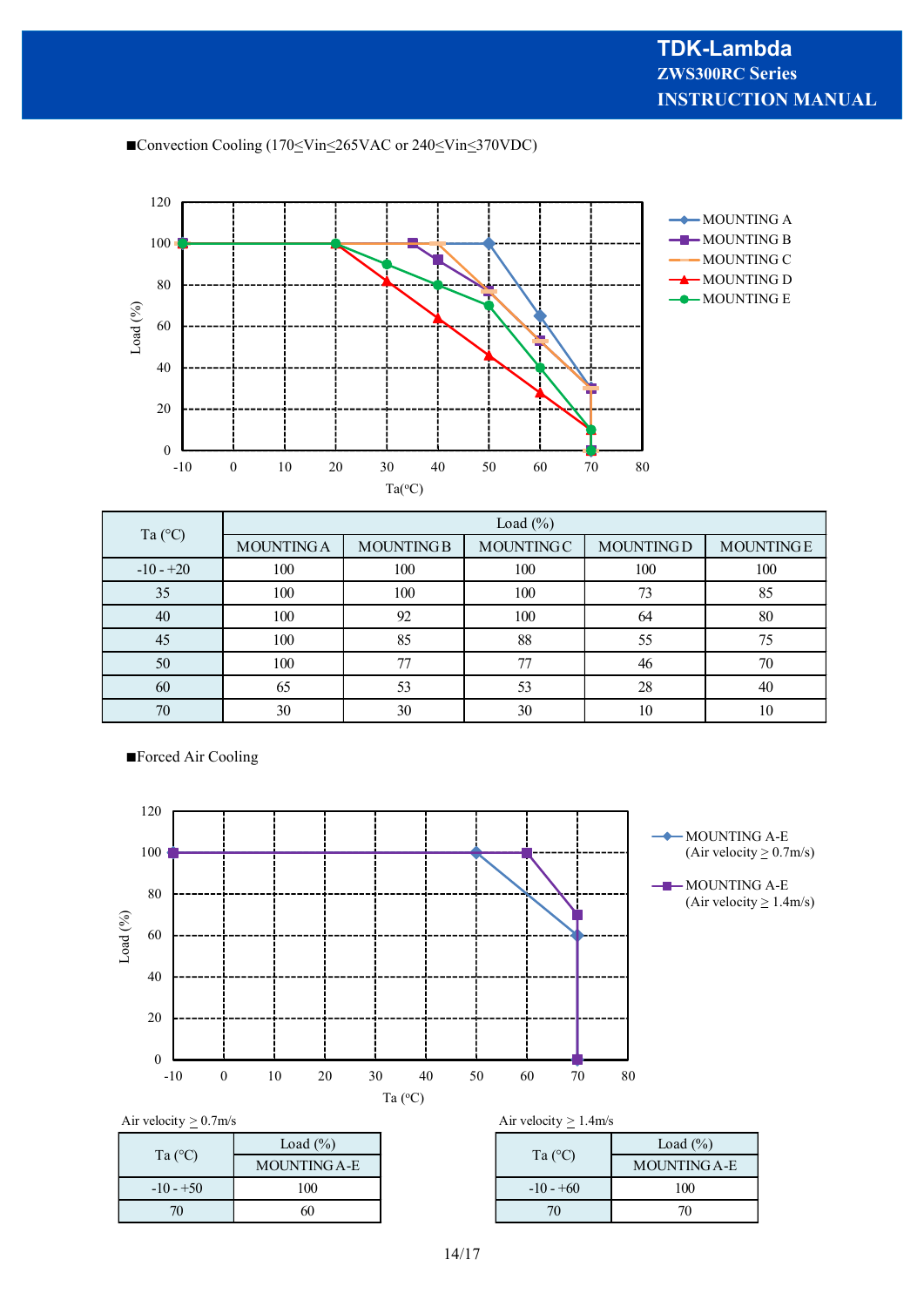■Convection Cooling (170≤Vin≤265VAC or 240≤Vin≤370VDC)

| Ta (°C) | Load (%) | | | | |
|---|---|---|---|---|---|
| | MOUNTING A | MOUNTING B | MOUNTING C | MOUNTING D | MOUNTING E |
| -10 - +20 | 100 | 100 | 100 | 100 | 100 |
| 35 | 100 | 100 | 100 | 73 | 85 |
| 40 | 100 | 92 | 100 | 64 | 80 |
| 45 | 100 | 85 | 88 | 55 | 75 |
| 50 | 100 | 77 | 77 | 46 | 70 |
| 60 | 65 | 53 | 53 | 28 | 40 |
| 70 | 30 | 30 | 30 | 10 | 10 |

■Forced Air Cooling

Air velocity ≥ 0.7m/s

| Ta (°C) | Load (%) |
|---|---|
| | MOUNTING A-E |
| -10 - +50 | 100 |
| 70 | 60 |

Air velocity ≥ 1.4m/s

| Ta (°C) | Load (%) |
|---|---|
| | MOUNTING A-E |
| -10 - +60 | 100 |
| 70 | 70 |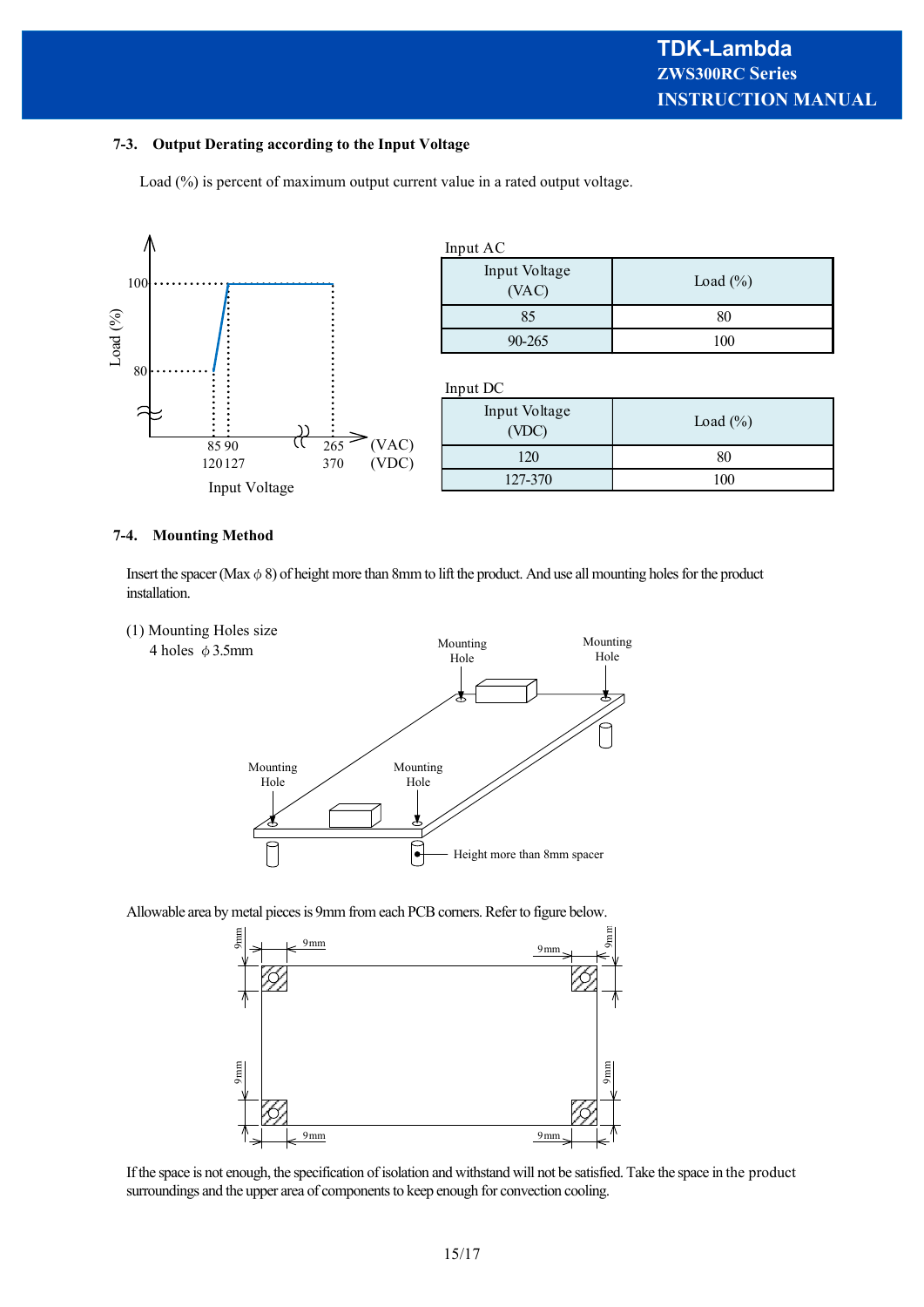## 7-3. Output Derating according to the Input Voltage

Load (%) is percent of maximum output current value in a rated output voltage.

Input AC

| Input Voltage (VAC) | Load (%) |
|---|---|
| 85 | 80 |
| 90-265 | 100 |

Input DC

| Input Voltage (VDC) | Load (%) |
|---|---|
| 120 | 80 |
| 127-370 | 100 |

## 7-4. Mounting Method

Insert the spacer (Max $\phi$ 8) of height more than 8mm to lift the product. And use all mounting holes for the product installation.

(1) Mounting Holes size
4 holes $\phi$ 3.5mm

Allowable area by metal pieces is 9mm from each PCB corners. Refer to figure below.

If the space is not enough, the specification of isolation and withstand will not be satisfied. Take the space in the product surroundings and the upper area of components to keep enough for convection cooling.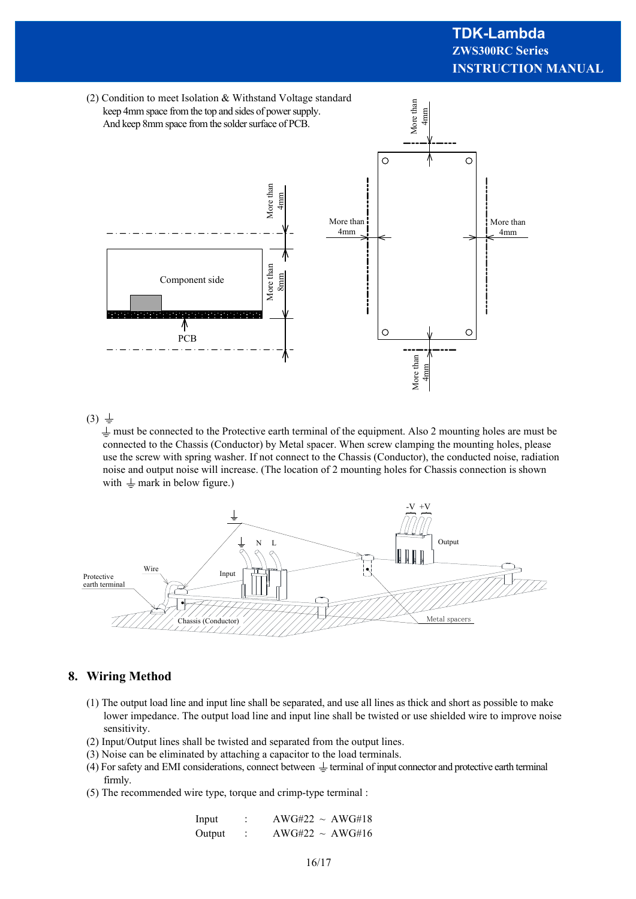(2) Condition to meet Isolation & Withstand Voltage standard
keep 4mm space from the top and sides of power supply.
And keep 8mm space from the solder surface of PCB.

(3) ⏚

⏚ must be connected to the Protective earth terminal of the equipment. Also 2 mounting holes are must be connected to the Chassis (Conductor) by Metal spacer. When screw clamping the mounting holes, please use the screw with spring washer. If not connect to the Chassis (Conductor), the conducted noise, radiation noise and output noise will increase. (The location of 2 mounting holes for Chassis connection is shown with ⏚ mark in below figure.)

## 8. Wiring Method

(1) The output load line and input line shall be separated, and use all lines as thick and short as possible to make lower impedance. The output load line and input line shall be twisted or use shielded wire to improve noise sensitivity.
(2) Input/Output lines shall be twisted and separated from the output lines.
(3) Noise can be eliminated by attaching a capacitor to the load terminals.
(4) For safety and EMI considerations, connect between ⏚ terminal of input connector and protective earth terminal firmly.
(5) The recommended wire type, torque and crimp-type terminal :

| | | |
|---|---|---|
| Input | : | AWG#22 ~ AWG#18 |
| Output | : | AWG#22 ~ AWG#16 |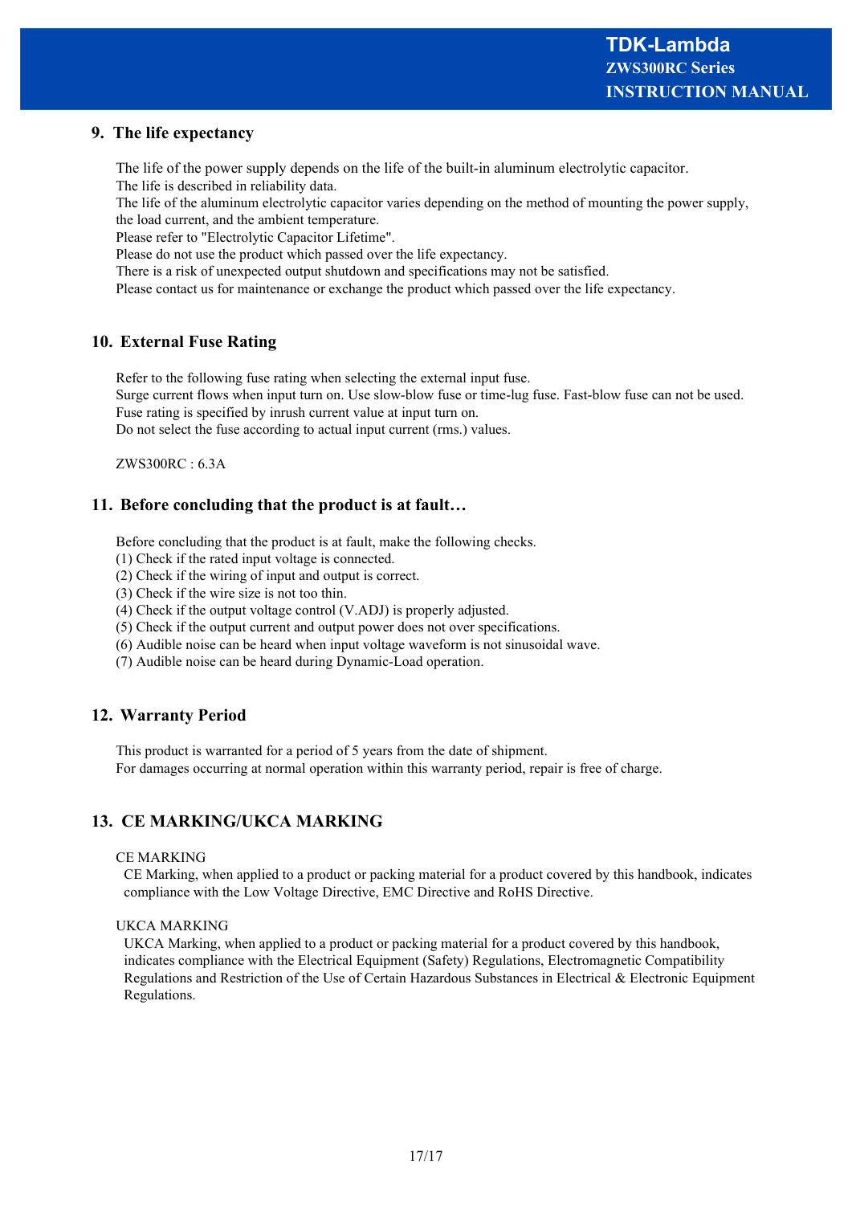## 9. The life expectancy

The life of the power supply depends on the life of the built-in aluminum electrolytic capacitor.
The life is described in reliability data.
The life of the aluminum electrolytic capacitor varies depending on the method of mounting the power supply, the load current, and the ambient temperature.
Please refer to "Electrolytic Capacitor Lifetime".
Please do not use the product which passed over the life expectancy.
There is a risk of unexpected output shutdown and specifications may not be satisfied.
Please contact us for maintenance or exchange the product which passed over the life expectancy.

## 10. External Fuse Rating

Refer to the following fuse rating when selecting the external input fuse.
Surge current flows when input turn on. Use slow-blow fuse or time-lug fuse. Fast-blow fuse can not be used.
Fuse rating is specified by inrush current value at input turn on.
Do not select the fuse according to actual input current (rms.) values.

ZWS300RC : 6.3A

## 11. Before concluding that the product is at fault…

Before concluding that the product is at fault, make the following checks.
(1) Check if the rated input voltage is connected.
(2) Check if the wiring of input and output is correct.
(3) Check if the wire size is not too thin.
(4) Check if the output voltage control (V.ADJ) is properly adjusted.
(5) Check if the output current and output power does not over specifications.
(6) Audible noise can be heard when input voltage waveform is not sinusoidal wave.
(7) Audible noise can be heard during Dynamic-Load operation.

## 12. Warranty Period

This product is warranted for a period of 5 years from the date of shipment.
For damages occurring at normal operation within this warranty period, repair is free of charge.

## 13. CE MARKING/UKCA MARKING

CE MARKING

CE Marking, when applied to a product or packing material for a product covered by this handbook, indicates compliance with the Low Voltage Directive, EMC Directive and RoHS Directive.

UKCA MARKING

UKCA Marking, when applied to a product or packing material for a product covered by this handbook, indicates compliance with the Electrical Equipment (Safety) Regulations, Electromagnetic Compatibility Regulations and Restriction of the Use of Certain Hazardous Substances in Electrical & Electronic Equipment Regulations.